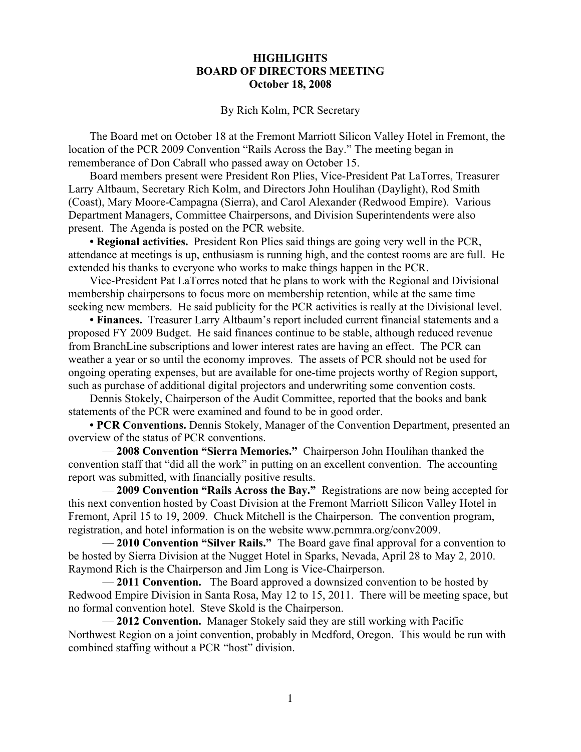# HIGHLIGHTS
# BOARD OF DIRECTORS MEETING
# October 18, 2008

By Rich Kolm, PCR Secretary

The Board met on October 18 at the Fremont Marriott Silicon Valley Hotel in Fremont, the location of the PCR 2009 Convention "Rails Across the Bay." The meeting began in rememberance of Don Cabrall who passed away on October 15.

Board members present were President Ron Plies, Vice-President Pat LaTorres, Treasurer Larry Altbaum, Secretary Rich Kolm, and Directors John Houlihan (Daylight), Rod Smith (Coast), Mary Moore-Campagna (Sierra), and Carol Alexander (Redwood Empire). Various Department Managers, Committee Chairpersons, and Division Superintendents were also present. The Agenda is posted on the PCR website.

**• Regional activities.** President Ron Plies said things are going very well in the PCR, attendance at meetings is up, enthusiasm is running high, and the contest rooms are are full. He extended his thanks to everyone who works to make things happen in the PCR.

Vice-President Pat LaTorres noted that he plans to work with the Regional and Divisional membership chairpersons to focus more on membership retention, while at the same time seeking new members. He said publicity for the PCR activities is really at the Divisional level.

**• Finances.** Treasurer Larry Altbaum's report included current financial statements and a proposed FY 2009 Budget. He said finances continue to be stable, although reduced revenue from BranchLine subscriptions and lower interest rates are having an effect. The PCR can weather a year or so until the economy improves. The assets of PCR should not be used for ongoing operating expenses, but are available for one-time projects worthy of Region support, such as purchase of additional digital projectors and underwriting some convention costs.

Dennis Stokely, Chairperson of the Audit Committee, reported that the books and bank statements of the PCR were examined and found to be in good order.

**• PCR Conventions.** Dennis Stokely, Manager of the Convention Department, presented an overview of the status of PCR conventions.

— **2008 Convention "Sierra Memories."** Chairperson John Houlihan thanked the convention staff that "did all the work" in putting on an excellent convention. The accounting report was submitted, with financially positive results.

— **2009 Convention "Rails Across the Bay."** Registrations are now being accepted for this next convention hosted by Coast Division at the Fremont Marriott Silicon Valley Hotel in Fremont, April 15 to 19, 2009. Chuck Mitchell is the Chairperson. The convention program, registration, and hotel information is on the website www.pcrnmra.org/conv2009.

— **2010 Convention "Silver Rails."** The Board gave final approval for a convention to be hosted by Sierra Division at the Nugget Hotel in Sparks, Nevada, April 28 to May 2, 2010. Raymond Rich is the Chairperson and Jim Long is Vice-Chairperson.

— **2011 Convention.** The Board approved a downsized convention to be hosted by Redwood Empire Division in Santa Rosa, May 12 to 15, 2011. There will be meeting space, but no formal convention hotel. Steve Skold is the Chairperson.

— **2012 Convention.** Manager Stokely said they are still working with Pacific Northwest Region on a joint convention, probably in Medford, Oregon. This would be run with combined staffing without a PCR "host" division.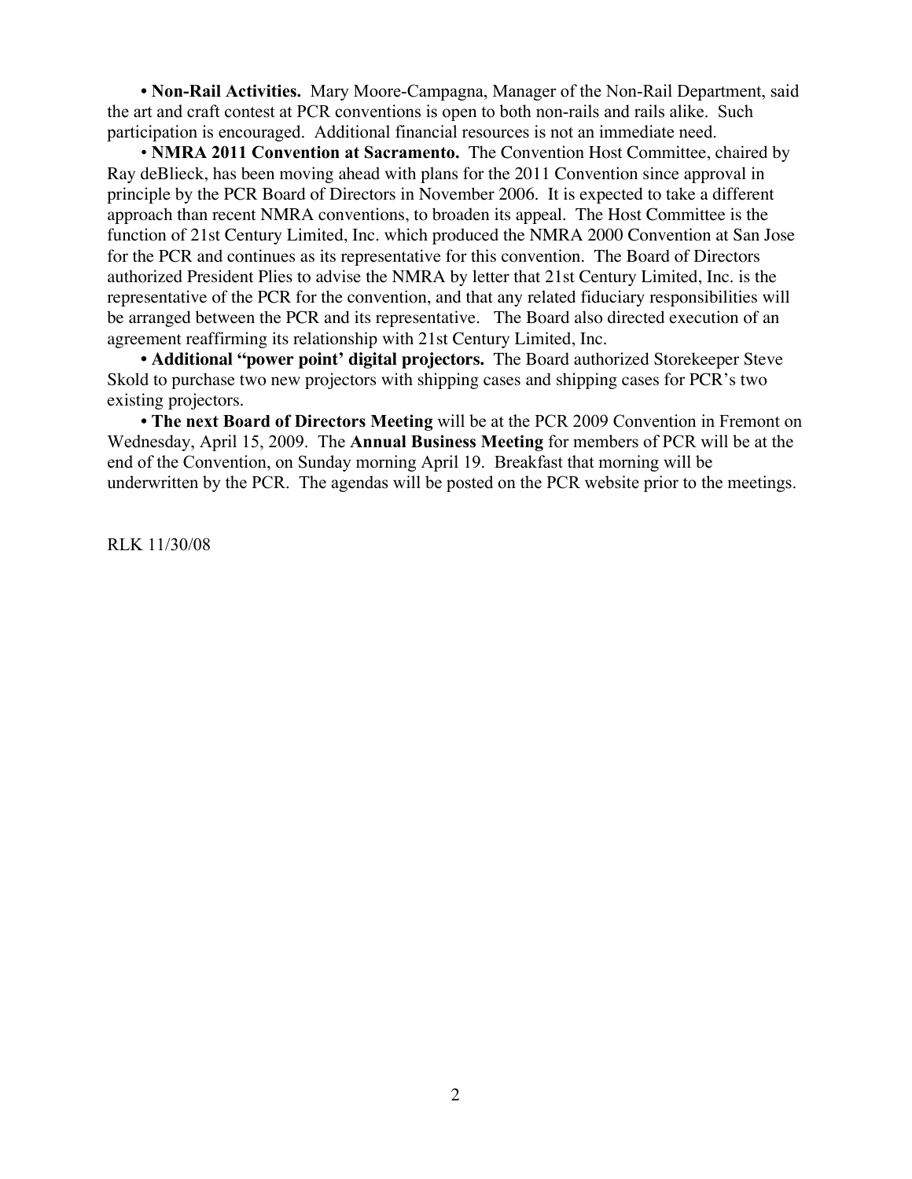• **Non-Rail Activities.** Mary Moore-Campagna, Manager of the Non-Rail Department, said the art and craft contest at PCR conventions is open to both non-rails and rails alike. Such participation is encouraged. Additional financial resources is not an immediate need.

• **NMRA 2011 Convention at Sacramento.** The Convention Host Committee, chaired by Ray deBlieck, has been moving ahead with plans for the 2011 Convention since approval in principle by the PCR Board of Directors in November 2006. It is expected to take a different approach than recent NMRA conventions, to broaden its appeal. The Host Committee is the function of 21st Century Limited, Inc. which produced the NMRA 2000 Convention at San Jose for the PCR and continues as its representative for this convention. The Board of Directors authorized President Plies to advise the NMRA by letter that 21st Century Limited, Inc. is the representative of the PCR for the convention, and that any related fiduciary responsibilities will be arranged between the PCR and its representative. The Board also directed execution of an agreement reaffirming its relationship with 21st Century Limited, Inc.

• **Additional "power point' digital projectors.** The Board authorized Storekeeper Steve Skold to purchase two new projectors with shipping cases and shipping cases for PCR's two existing projectors.

• **The next Board of Directors Meeting** will be at the PCR 2009 Convention in Fremont on Wednesday, April 15, 2009. The **Annual Business Meeting** for members of PCR will be at the end of the Convention, on Sunday morning April 19. Breakfast that morning will be underwritten by the PCR. The agendas will be posted on the PCR website prior to the meetings.

RLK 11/30/08